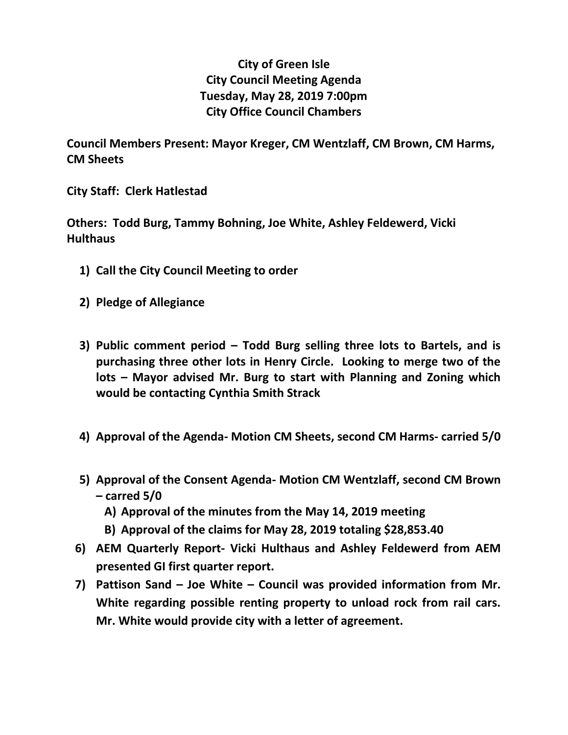# City of Green Isle
## City Council Meeting Agenda
### Tuesday, May 28, 2019 7:00pm
### City Office Council Chambers

**Council Members Present: Mayor Kreger, CM Wentzlaff, CM Brown, CM Harms, CM Sheets**

**City Staff: Clerk Hatlestad**

**Others: Todd Burg, Tammy Bohning, Joe White, Ashley Feldewerd, Vicki Hulthaus**

1) **Call the City Council Meeting to order**
2) **Pledge of Allegiance**
3) **Public comment period – Todd Burg selling three lots to Bartels, and is purchasing three other lots in Henry Circle. Looking to merge two of the lots – Mayor advised Mr. Burg to start with Planning and Zoning which would be contacting Cynthia Smith Strack**
4) **Approval of the Agenda- Motion CM Sheets, second CM Harms- carried 5/0**
5) **Approval of the Consent Agenda- Motion CM Wentzlaff, second CM Brown – carred 5/0**
   A) **Approval of the minutes from the May 14, 2019 meeting**
   B) **Approval of the claims for May 28, 2019 totaling $28,853.40**
6) **AEM Quarterly Report- Vicki Hulthaus and Ashley Feldewerd from AEM presented GI first quarter report.**
7) **Pattison Sand – Joe White – Council was provided information from Mr. White regarding possible renting property to unload rock from rail cars. Mr. White would provide city with a letter of agreement.**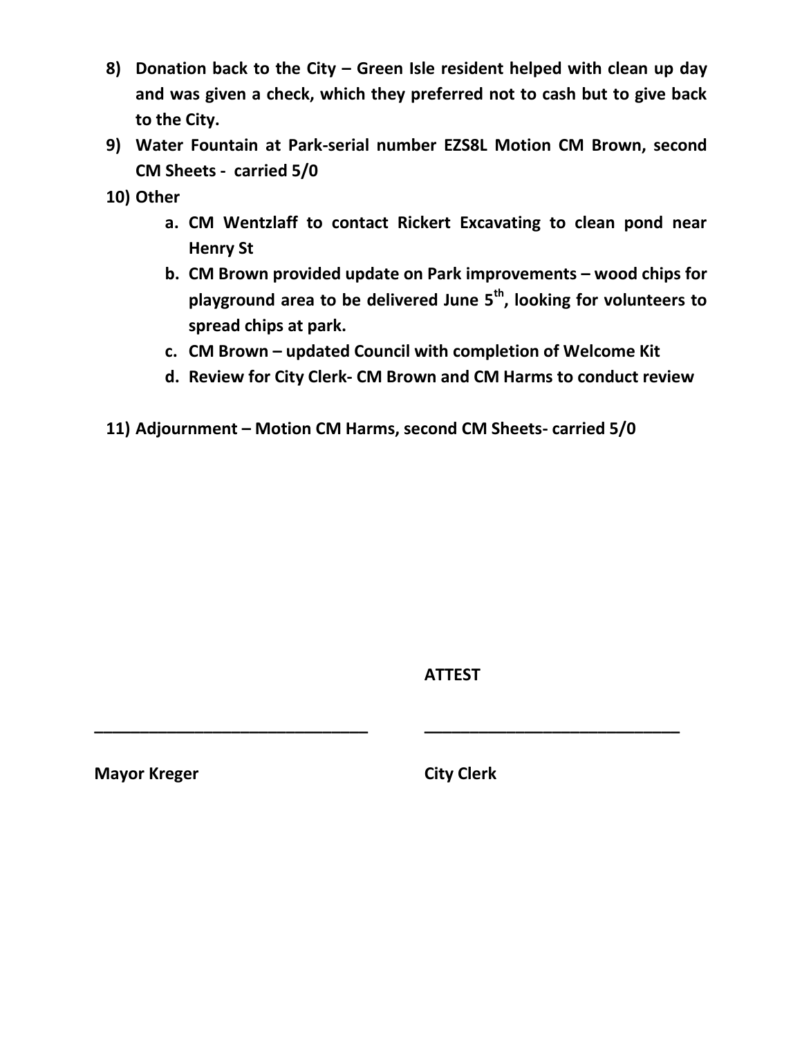8) **Donation back to the City – Green Isle resident helped with clean up day and was given a check, which they preferred not to cash but to give back to the City.**
9) **Water Fountain at Park-serial number EZS8L Motion CM Brown, second CM Sheets - carried 5/0**
10) **Other**
    a. **CM Wentzlaff to contact Rickert Excavating to clean pond near Henry St**
    b. **CM Brown provided update on Park improvements – wood chips for playground area to be delivered June 5th, looking for volunteers to spread chips at park.**
    c. **CM Brown – updated Council with completion of Welcome Kit**
    d. **Review for City Clerk- CM Brown and CM Harms to conduct review**
11) **Adjournment – Motion CM Harms, second CM Sheets- carried 5/0**

**ATTEST**

\_\_\_\_\_\_\_\_\_\_\_\_\_\_\_\_\_\_\_\_\_\_\_\_\_\_\_\_\_\_ \_\_\_\_\_\_\_\_\_\_\_\_\_\_\_\_\_\_\_\_\_\_\_\_\_\_\_\_\_\_

**Mayor Kreger** **City Clerk**